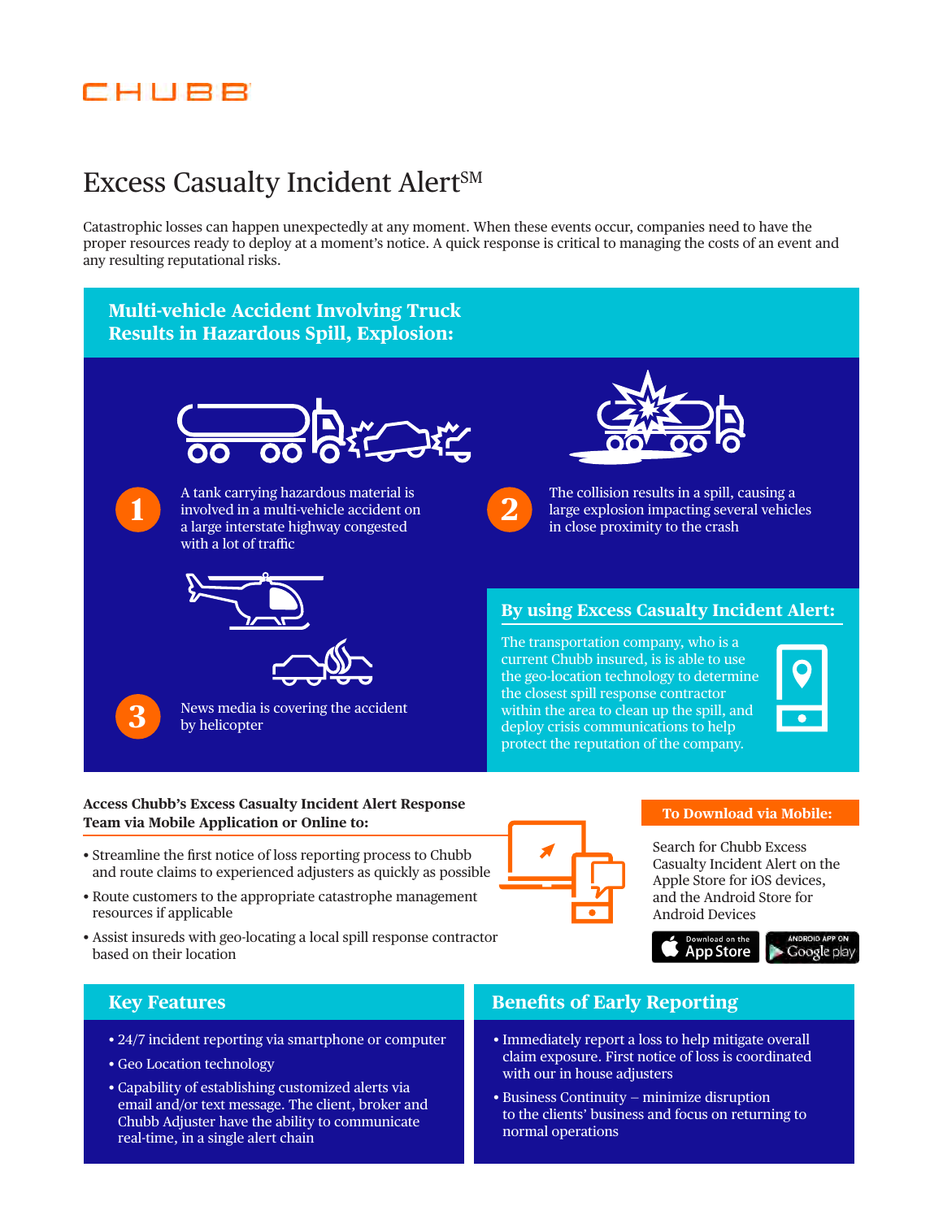CHUBB

# Excess Casualty Incident Alert SM

Catastrophic losses can happen unexpectedly at any moment. When these events occur, companies need to have the proper resources ready to deploy at a moment's notice. A quick response is critical to managing the costs of an event and any resulting reputational risks.

## Multi-vehicle Accident Involving Truck Results in Hazardous Spill, Explosion:

**1** A tank carrying hazardous material is involved in a multi-vehicle accident on a large interstate highway congested with a lot of traffic

**2** The collision results in a spill, causing a large explosion impacting several vehicles in close proximity to the crash

**3** News media is covering the accident by helicopter

### By using Excess Casualty Incident Alert:

The transportation company, who is a current Chubb insured, is is able to use the geo-location technology to determine the closest spill response contractor within the area to clean up the spill, and deploy crisis communications to help protect the reputation of the company.

**Access Chubb's Excess Casualty Incident Alert Response Team via Mobile Application or Online to:**

- Streamline the first notice of loss reporting process to Chubb and route claims to experienced adjusters as quickly as possible
- Route customers to the appropriate catastrophe management resources if applicable
- Assist insureds with geo-locating a local spill response contractor based on their location

### To Download via Mobile:

Search for Chubb Excess Casualty Incident Alert on the Apple Store for iOS devices, and the Android Store for Android Devices

Download on the App Store | ANDROID APP ON Google play

## Key Features

- 24/7 incident reporting via smartphone or computer
- Geo Location technology
- Capability of establishing customized alerts via email and/or text message. The client, broker and Chubb Adjuster have the ability to communicate real-time, in a single alert chain

## Benefits of Early Reporting

- Immediately report a loss to help mitigate overall claim exposure. First notice of loss is coordinated with our in house adjusters
- Business Continuity – minimize disruption to the clients' business and focus on returning to normal operations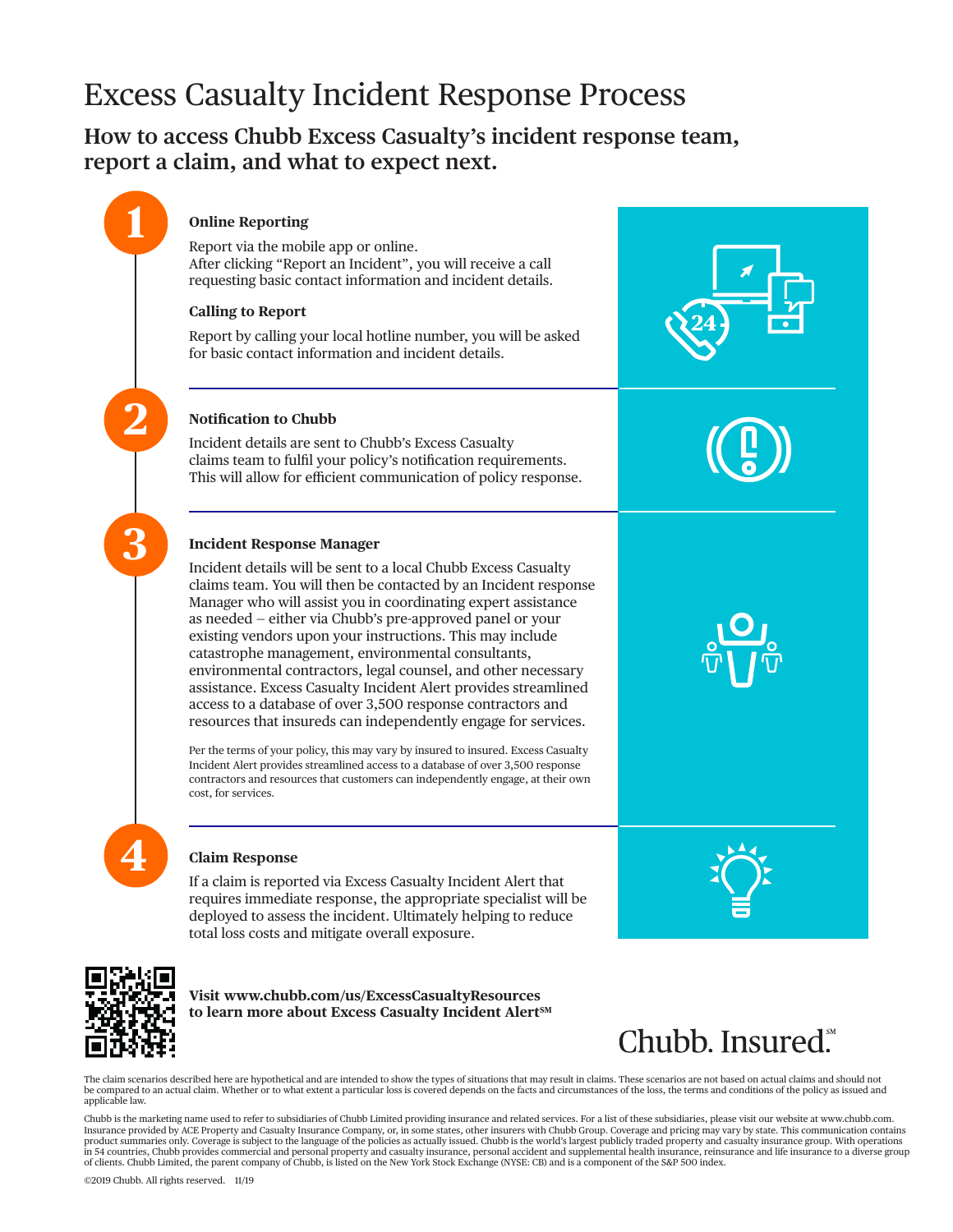# Excess Casualty Incident Response Process

## How to access Chubb Excess Casualty's incident response team, report a claim, and what to expect next.

**1**

### Online Reporting

Report via the mobile app or online.
After clicking "Report an Incident", you will receive a call requesting basic contact information and incident details.

### Calling to Report

Report by calling your local hotline number, you will be asked for basic contact information and incident details.

**2**

### Notification to Chubb

Incident details are sent to Chubb's Excess Casualty claims team to fulfil your policy's notification requirements. This will allow for efficient communication of policy response.

**3**

### Incident Response Manager

Incident details will be sent to a local Chubb Excess Casualty claims team. You will then be contacted by an Incident response Manager who will assist you in coordinating expert assistance as needed – either via Chubb's pre-approved panel or your existing vendors upon your instructions. This may include catastrophe management, environmental consultants, environmental contractors, legal counsel, and other necessary assistance. Excess Casualty Incident Alert provides streamlined access to a database of over 3,500 response contractors and resources that insureds can independently engage for services.

Per the terms of your policy, this may vary by insured to insured. Excess Casualty Incident Alert provides streamlined access to a database of over 3,500 response contractors and resources that customers can independently engage, at their own cost, for services.

**4**

### Claim Response

If a claim is reported via Excess Casualty Incident Alert that requires immediate response, the appropriate specialist will be deployed to assess the incident. Ultimately helping to reduce total loss costs and mitigate overall exposure.

**Visit www.chubb.com/us/ExcessCasualtyResources to learn more about Excess Casualty Incident Alert℠**

Chubb. Insured.℠

The claim scenarios described here are hypothetical and are intended to show the types of situations that may result in claims. These scenarios are not based on actual claims and should not be compared to an actual claim. Whether or to what extent a particular loss is covered depends on the facts and circumstances of the loss, the terms and conditions of the policy as issued and applicable law.

Chubb is the marketing name used to refer to subsidiaries of Chubb Limited providing insurance and related services. For a list of these subsidiaries, please visit our website at www.chubb.com. Insurance provided by ACE Property and Casualty Insurance Company, or, in some states, other insurers with Chubb Group. Coverage and pricing may vary by state. This communication contains product summaries only. Coverage is subject to the language of the policies as actually issued. Chubb is the world's largest publicly traded property and casualty insurance group. With operations in 54 countries, Chubb provides commercial and personal property and casualty insurance, personal accident and supplemental health insurance, reinsurance and life insurance to a diverse group of clients. Chubb Limited, the parent company of Chubb, is listed on the New York Stock Exchange (NYSE: CB) and is a component of the S&P 500 index.

©2019 Chubb. All rights reserved. 11/19